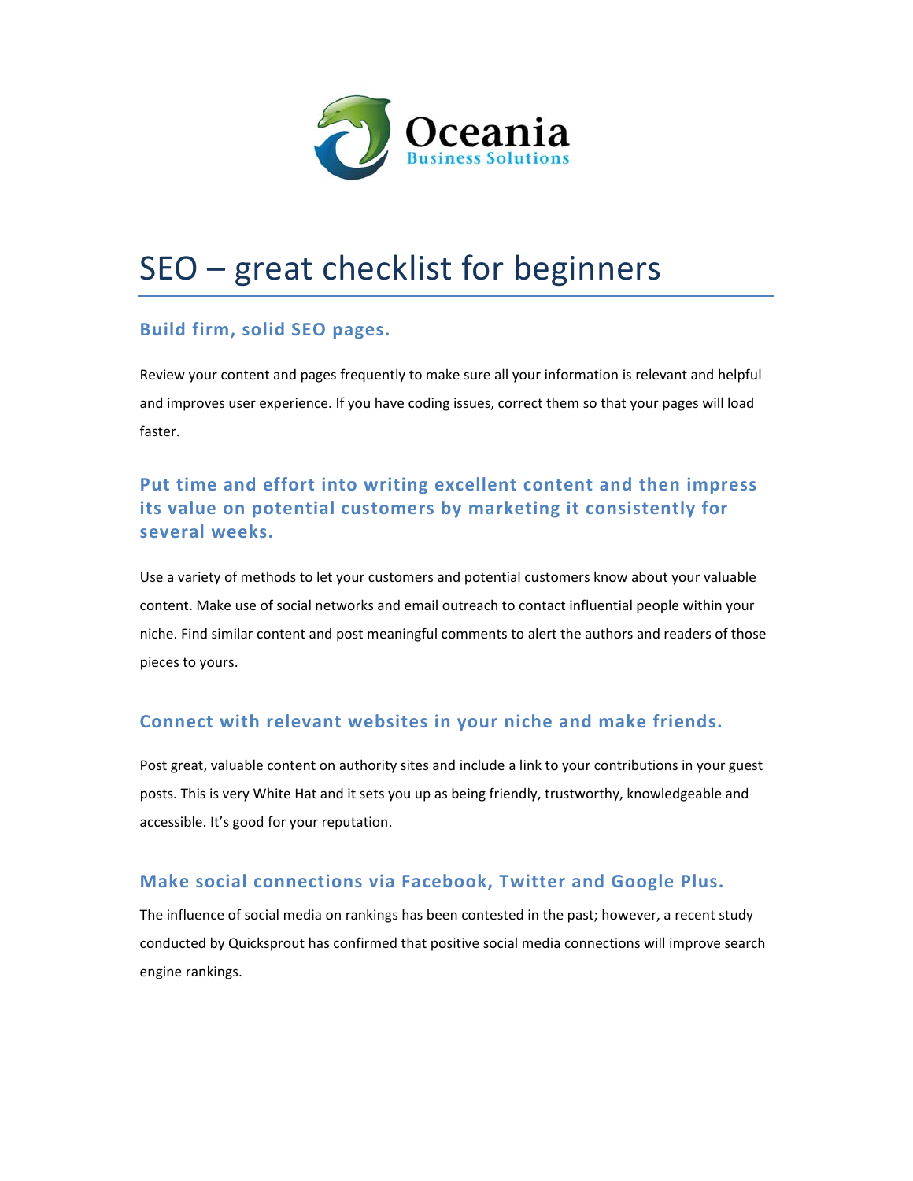Oceania
Business Solutions

# SEO – great checklist for beginners

## Build firm, solid SEO pages.

Review your content and pages frequently to make sure all your information is relevant and helpful and improves user experience. If you have coding issues, correct them so that your pages will load faster.

## Put time and effort into writing excellent content and then impress its value on potential customers by marketing it consistently for several weeks.

Use a variety of methods to let your customers and potential customers know about your valuable content. Make use of social networks and email outreach to contact influential people within your niche. Find similar content and post meaningful comments to alert the authors and readers of those pieces to yours.

## Connect with relevant websites in your niche and make friends.

Post great, valuable content on authority sites and include a link to your contributions in your guest posts. This is very White Hat and it sets you up as being friendly, trustworthy, knowledgeable and accessible. It's good for your reputation.

## Make social connections via Facebook, Twitter and Google Plus.

The influence of social media on rankings has been contested in the past; however, a recent study conducted by Quicksprout has confirmed that positive social media connections will improve search engine rankings.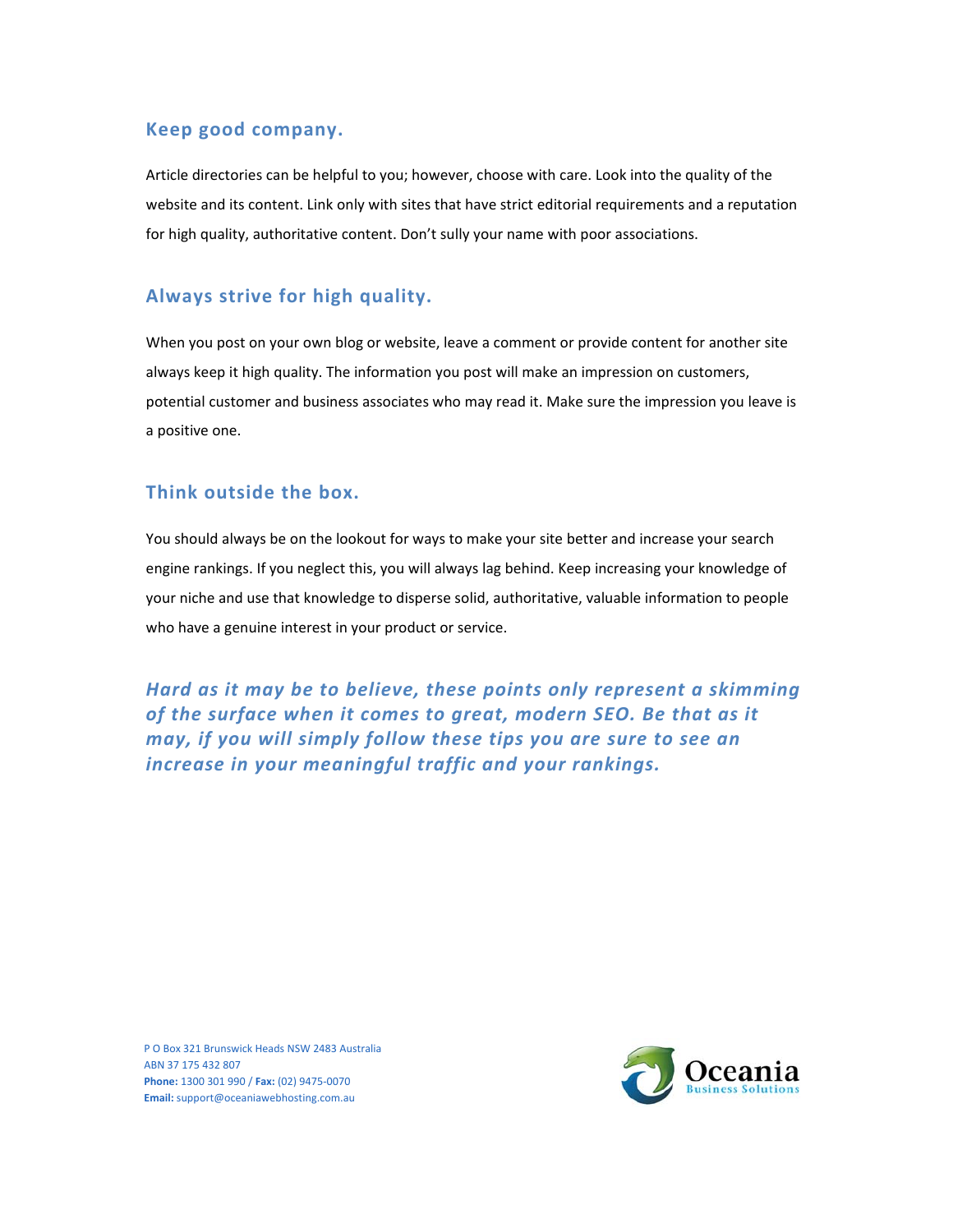## Keep good company.

Article directories can be helpful to you; however, choose with care. Look into the quality of the website and its content. Link only with sites that have strict editorial requirements and a reputation for high quality, authoritative content. Don't sully your name with poor associations.

## Always strive for high quality.

When you post on your own blog or website, leave a comment or provide content for another site always keep it high quality. The information you post will make an impression on customers, potential customer and business associates who may read it. Make sure the impression you leave is a positive one.

## Think outside the box.

You should always be on the lookout for ways to make your site better and increase your search engine rankings. If you neglect this, you will always lag behind. Keep increasing your knowledge of your niche and use that knowledge to disperse solid, authoritative, valuable information to people who have a genuine interest in your product or service.

***Hard as it may be to believe, these points only represent a skimming of the surface when it comes to great, modern SEO. Be that as it may, if you will simply follow these tips you are sure to see an increase in your meaningful traffic and your rankings.***

P O Box 321 Brunswick Heads NSW 2483 Australia
ABN 37 175 432 807
**Phone:** 1300 301 990 / **Fax:** (02) 9475-0070
**Email:** support@oceaniawebhosting.com.au

Oceania Business Solutions